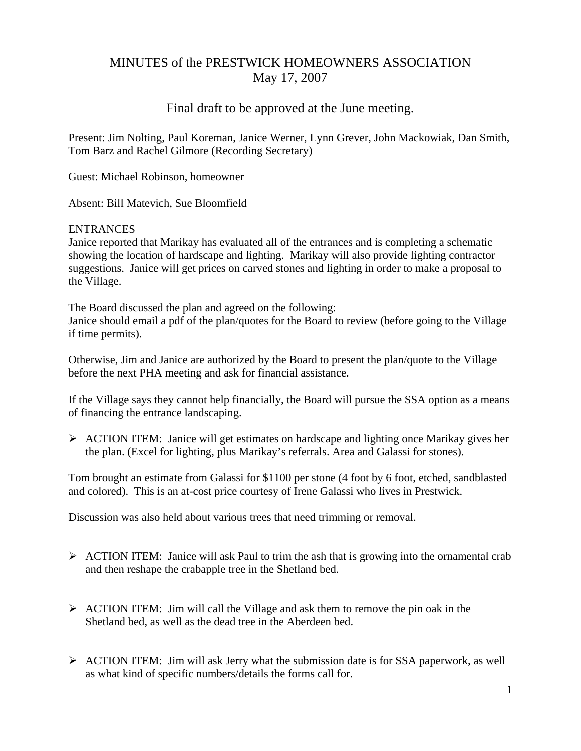# MINUTES of the PRESTWICK HOMEOWNERS ASSOCIATION
## May 17, 2007

Final draft to be approved at the June meeting.

Present: Jim Nolting, Paul Koreman, Janice Werner, Lynn Grever, John Mackowiak, Dan Smith, Tom Barz and Rachel Gilmore (Recording Secretary)

Guest: Michael Robinson, homeowner

Absent: Bill Matevich, Sue Bloomfield

### ENTRANCES

Janice reported that Marikay has evaluated all of the entrances and is completing a schematic showing the location of hardscape and lighting. Marikay will also provide lighting contractor suggestions. Janice will get prices on carved stones and lighting in order to make a proposal to the Village.

The Board discussed the plan and agreed on the following:
Janice should email a pdf of the plan/quotes for the Board to review (before going to the Village if time permits).

Otherwise, Jim and Janice are authorized by the Board to present the plan/quote to the Village before the next PHA meeting and ask for financial assistance.

If the Village says they cannot help financially, the Board will pursue the SSA option as a means of financing the entrance landscaping.

- ACTION ITEM: Janice will get estimates on hardscape and lighting once Marikay gives her the plan. (Excel for lighting, plus Marikay's referrals. Area and Galassi for stones).

Tom brought an estimate from Galassi for $1100 per stone (4 foot by 6 foot, etched, sandblasted and colored). This is an at-cost price courtesy of Irene Galassi who lives in Prestwick.

Discussion was also held about various trees that need trimming or removal.

- ACTION ITEM: Janice will ask Paul to trim the ash that is growing into the ornamental crab and then reshape the crabapple tree in the Shetland bed.

- ACTION ITEM: Jim will call the Village and ask them to remove the pin oak in the Shetland bed, as well as the dead tree in the Aberdeen bed.

- ACTION ITEM: Jim will ask Jerry what the submission date is for SSA paperwork, as well as what kind of specific numbers/details the forms call for.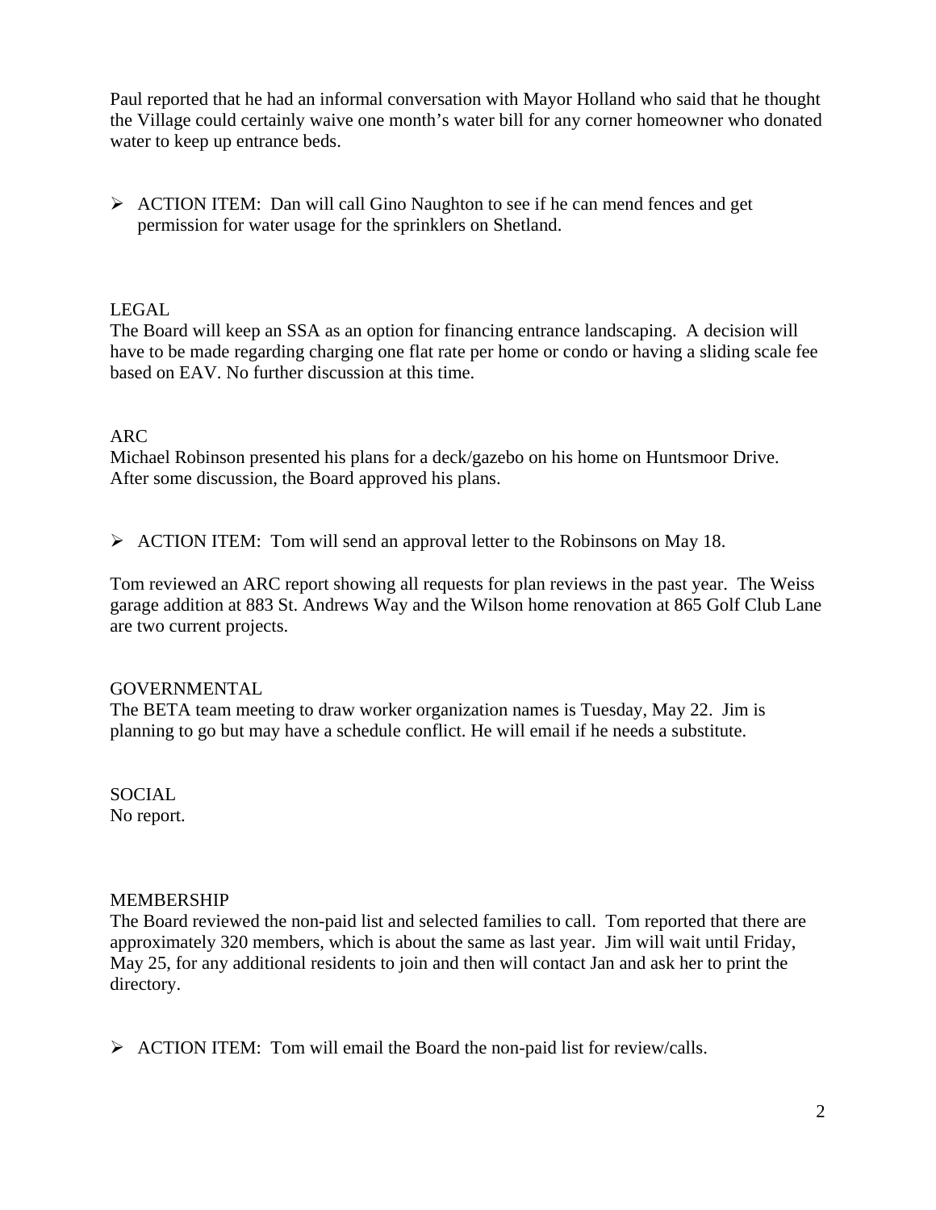Paul reported that he had an informal conversation with Mayor Holland who said that he thought the Village could certainly waive one month's water bill for any corner homeowner who donated water to keep up entrance beds.

- ACTION ITEM: Dan will call Gino Naughton to see if he can mend fences and get permission for water usage for the sprinklers on Shetland.

LEGAL

The Board will keep an SSA as an option for financing entrance landscaping. A decision will have to be made regarding charging one flat rate per home or condo or having a sliding scale fee based on EAV. No further discussion at this time.

ARC

Michael Robinson presented his plans for a deck/gazebo on his home on Huntsmoor Drive. After some discussion, the Board approved his plans.

- ACTION ITEM: Tom will send an approval letter to the Robinsons on May 18.

Tom reviewed an ARC report showing all requests for plan reviews in the past year. The Weiss garage addition at 883 St. Andrews Way and the Wilson home renovation at 865 Golf Club Lane are two current projects.

GOVERNMENTAL

The BETA team meeting to draw worker organization names is Tuesday, May 22. Jim is planning to go but may have a schedule conflict. He will email if he needs a substitute.

SOCIAL

No report.

MEMBERSHIP

The Board reviewed the non-paid list and selected families to call. Tom reported that there are approximately 320 members, which is about the same as last year. Jim will wait until Friday, May 25, for any additional residents to join and then will contact Jan and ask her to print the directory.

- ACTION ITEM: Tom will email the Board the non-paid list for review/calls.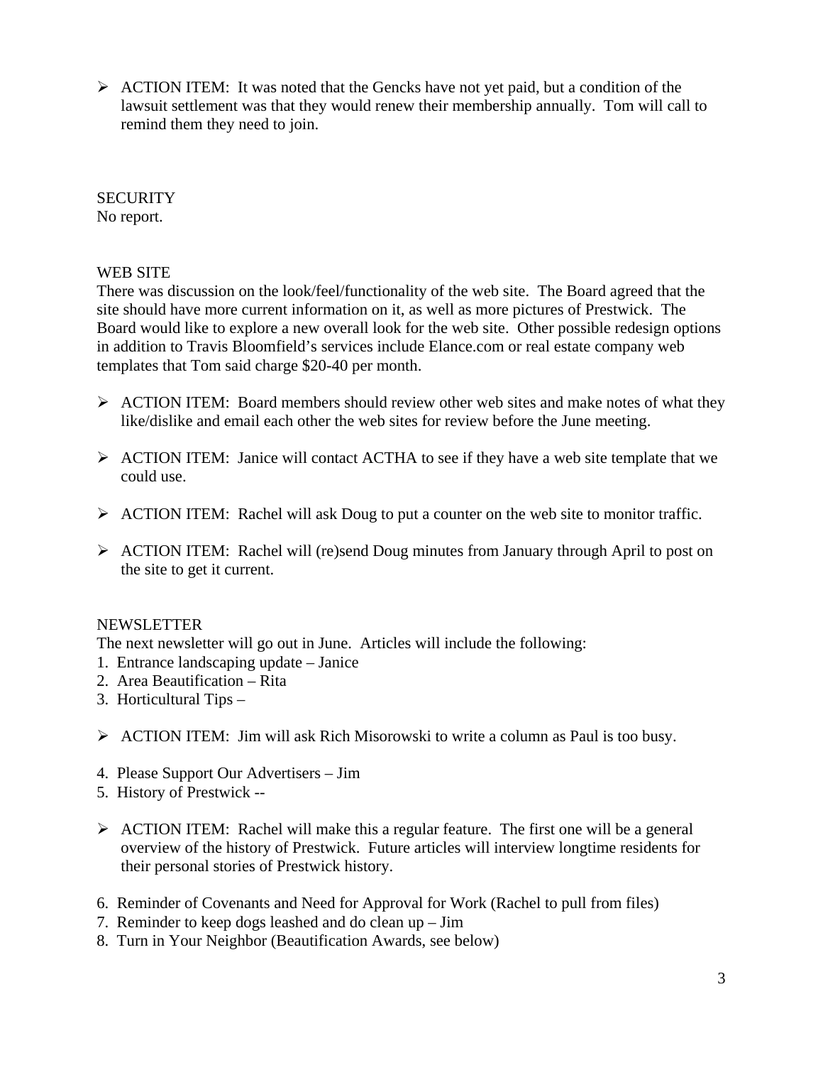- ACTION ITEM: It was noted that the Gencks have not yet paid, but a condition of the lawsuit settlement was that they would renew their membership annually. Tom will call to remind them they need to join.

SECURITY
No report.

WEB SITE
There was discussion on the look/feel/functionality of the web site. The Board agreed that the site should have more current information on it, as well as more pictures of Prestwick. The Board would like to explore a new overall look for the web site. Other possible redesign options in addition to Travis Bloomfield's services include Elance.com or real estate company web templates that Tom said charge $20-40 per month.

- ACTION ITEM: Board members should review other web sites and make notes of what they like/dislike and email each other the web sites for review before the June meeting.
- ACTION ITEM: Janice will contact ACTHA to see if they have a web site template that we could use.
- ACTION ITEM: Rachel will ask Doug to put a counter on the web site to monitor traffic.
- ACTION ITEM: Rachel will (re)send Doug minutes from January through April to post on the site to get it current.

NEWSLETTER
The next newsletter will go out in June. Articles will include the following:

1. Entrance landscaping update – Janice
2. Area Beautification – Rita
3. Horticultural Tips –

- ACTION ITEM: Jim will ask Rich Misorowski to write a column as Paul is too busy.

4. Please Support Our Advertisers – Jim
5. History of Prestwick --

- ACTION ITEM: Rachel will make this a regular feature. The first one will be a general overview of the history of Prestwick. Future articles will interview longtime residents for their personal stories of Prestwick history.

6. Reminder of Covenants and Need for Approval for Work (Rachel to pull from files)
7. Reminder to keep dogs leashed and do clean up – Jim
8. Turn in Your Neighbor (Beautification Awards, see below)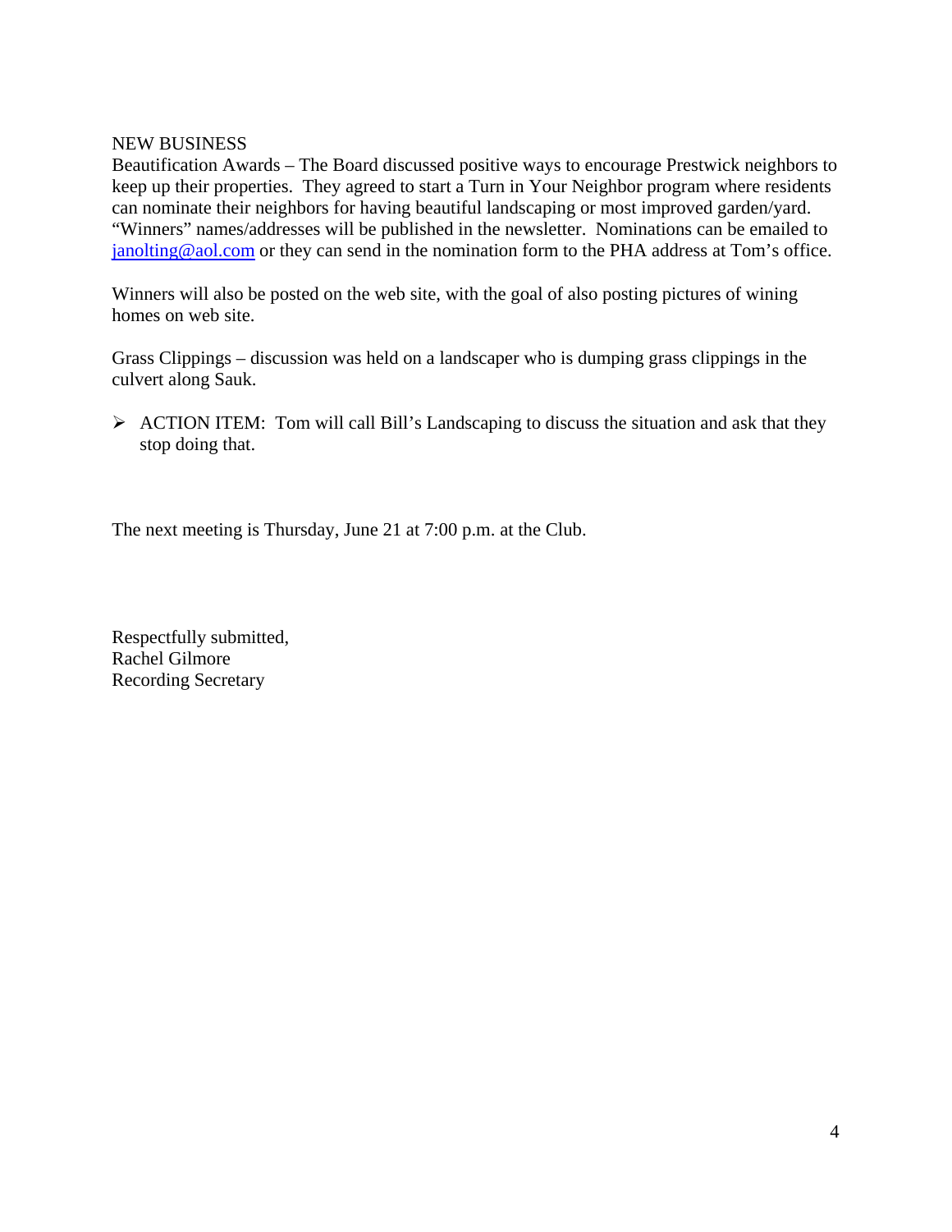NEW BUSINESS

Beautification Awards – The Board discussed positive ways to encourage Prestwick neighbors to keep up their properties. They agreed to start a Turn in Your Neighbor program where residents can nominate their neighbors for having beautiful landscaping or most improved garden/yard. "Winners" names/addresses will be published in the newsletter. Nominations can be emailed to janolting@aol.com or they can send in the nomination form to the PHA address at Tom's office.

Winners will also be posted on the web site, with the goal of also posting pictures of wining homes on web site.

Grass Clippings – discussion was held on a landscaper who is dumping grass clippings in the culvert along Sauk.

- ACTION ITEM: Tom will call Bill's Landscaping to discuss the situation and ask that they stop doing that.

The next meeting is Thursday, June 21 at 7:00 p.m. at the Club.

Respectfully submitted,
Rachel Gilmore
Recording Secretary